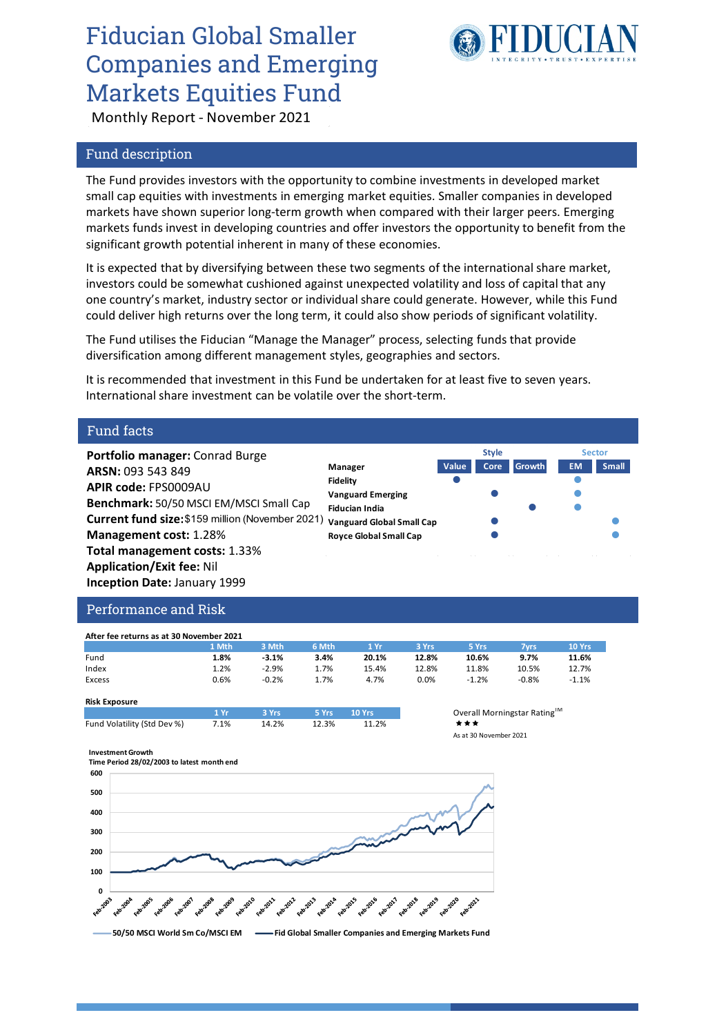# Fiducian Global Smaller Companies and Emerging Markets Equities Fund

Monthly Report - November 2021

## Fund description

The Fund provides investors with the opportunity to combine investments in developed market small cap equities with investments in emerging market equities. Smaller companies in developed markets have shown superior long-term growth when compared with their larger peers. Emerging markets funds invest in developing countries and offer investors the opportunity to benefit from the significant growth potential inherent in many of these economies.

It is expected that by diversifying between these two segments of the international share market, investors could be somewhat cushioned against unexpected volatility and loss of capital that any one country's market, industry sector or individual share could generate. However, while this Fund could deliver high returns over the long term, it could also show periods of significant volatility.

The Fund utilises the Fiducian "Manage the Manager" process, selecting funds that provide diversification among different management styles, geographies and sectors.

It is recommended that investment in this Fund be undertaken for at least five to seven years. International share investment can be volatile over the short-term.

## Fund facts

**Portfolio manager:** Conrad Burge
**ARSN:** 093 543 849
**APIR code:** FPS0009AU
**Benchmark:** 50/50 MSCI EM/MSCI Small Cap
**Current fund size:** $159 million (November 2021)
**Management cost:** 1.28%
**Total management costs:** 1.33%
**Application/Exit fee:** Nil
**Inception Date:** January 1999

| Manager | Style: Value | Style: Core | Style: Growth | Sector: EM | Sector: Small |
|---|---|---|---|---|---|
| Fidelity | ● | | | ● | |
| Vanguard Emerging | | ● | | ● | |
| Fiducian India | | | ● | ● | |
| Vanguard Global Small Cap | | ● | | | ● |
| Royce Global Small Cap | | ● | | | ● |

## Performance and Risk

**After fee returns as at 30 November 2021**

| | 1 Mth | 3 Mth | 6 Mth | 1 Yr | 3 Yrs | 5 Yrs | 7yrs | 10 Yrs |
|---|---|---|---|---|---|---|---|---|
| Fund | **1.8%** | **-3.1%** | **3.4%** | **20.1%** | **12.8%** | **10.6%** | **9.7%** | **11.6%** |
| Index | 1.2% | -2.9% | 1.7% | 15.4% | 12.8% | 11.8% | 10.5% | 12.7% |
| Excess | 0.6% | -0.2% | 1.7% | 4.7% | 0.0% | -1.2% | -0.8% | -1.1% |

**Risk Exposure**

| | 1 Yr | 3 Yrs | 5 Yrs | 10 Yrs |
|---|---|---|---|---|
| Fund Volatility (Std Dev %) | 7.1% | 14.2% | 12.3% | 11.2% |

Overall Morningstar Rating[TM]
★★★
As at 30 November 2021

**Investment Growth**
**Time Period 28/02/2003 to latest month end**

50/50 MSCI World Sm Co/MSCI EM — Fid Global Smaller Companies and Emerging Markets Fund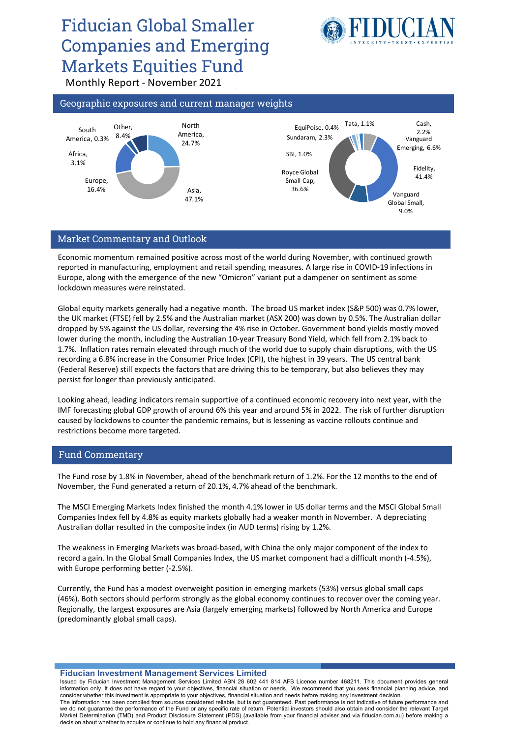# Fiducian Global Smaller Companies and Emerging Markets Equities Fund

Monthly Report - November 2021

## Geographic exposures and current manager weights

North America, 24.7%
Asia, 47.1%
Europe, 16.4%
Africa, 3.1%
South America, 0.3%
Other, 8.4%

Tata, 1.1%
Cash, 2.2%
Vanguard Emerging, 6.6%
Fidelity, 41.4%
Vanguard Global Small, 9.0%
Royce Global Small Cap, 36.6%
SBI, 1.0%
Sundaram, 2.3%
EquiPoise, 0.4%

## Market Commentary and Outlook

Economic momentum remained positive across most of the world during November, with continued growth reported in manufacturing, employment and retail spending measures. A large rise in COVID-19 infections in Europe, along with the emergence of the new "Omicron" variant put a dampener on sentiment as some lockdown measures were reinstated.

Global equity markets generally had a negative month. The broad US market index (S&P 500) was 0.7% lower, the UK market (FTSE) fell by 2.5% and the Australian market (ASX 200) was down by 0.5%. The Australian dollar dropped by 5% against the US dollar, reversing the 4% rise in October. Government bond yields mostly moved lower during the month, including the Australian 10-year Treasury Bond Yield, which fell from 2.1% back to 1.7%. Inflation rates remain elevated through much of the world due to supply chain disruptions, with the US recording a 6.8% increase in the Consumer Price Index (CPI), the highest in 39 years. The US central bank (Federal Reserve) still expects the factors that are driving this to be temporary, but also believes they may persist for longer than previously anticipated.

Looking ahead, leading indicators remain supportive of a continued economic recovery into next year, with the IMF forecasting global GDP growth of around 6% this year and around 5% in 2022. The risk of further disruption caused by lockdowns to counter the pandemic remains, but is lessening as vaccine rollouts continue and restrictions become more targeted.

## Fund Commentary

The Fund rose by 1.8% in November, ahead of the benchmark return of 1.2%. For the 12 months to the end of November, the Fund generated a return of 20.1%, 4.7% ahead of the benchmark.

The MSCI Emerging Markets Index finished the month 4.1% lower in US dollar terms and the MSCI Global Small Companies Index fell by 4.8% as equity markets globally had a weaker month in November. A depreciating Australian dollar resulted in the composite index (in AUD terms) rising by 1.2%.

The weakness in Emerging Markets was broad-based, with China the only major component of the index to record a gain. In the Global Small Companies Index, the US market component had a difficult month (-4.5%), with Europe performing better (-2.5%).

Currently, the Fund has a modest overweight position in emerging markets (53%) versus global small caps (46%). Both sectors should perform strongly as the global economy continues to recover over the coming year. Regionally, the largest exposures are Asia (largely emerging markets) followed by North America and Europe (predominantly global small caps).

**Fiducian Investment Management Services Limited**

Issued by Fiducian Investment Management Services Limited ABN 28 602 441 814 AFS Licence number 468211. This document provides general information only. It does not have regard to your objectives, financial situation or needs. We recommend that you seek financial planning advice, and consider whether this investment is appropriate to your objectives, financial situation and needs before making any investment decision.
The information has been compiled from sources considered reliable, but is not guaranteed. Past performance is not indicative of future performance and we do not guarantee the performance of the Fund or any specific rate of return. Potential investors should also obtain and consider the relevant Target Market Determination (TMD) and Product Disclosure Statement (PDS) (available from your financial adviser and via fiducian.com.au) before making a decision about whether to acquire or continue to hold any financial product.